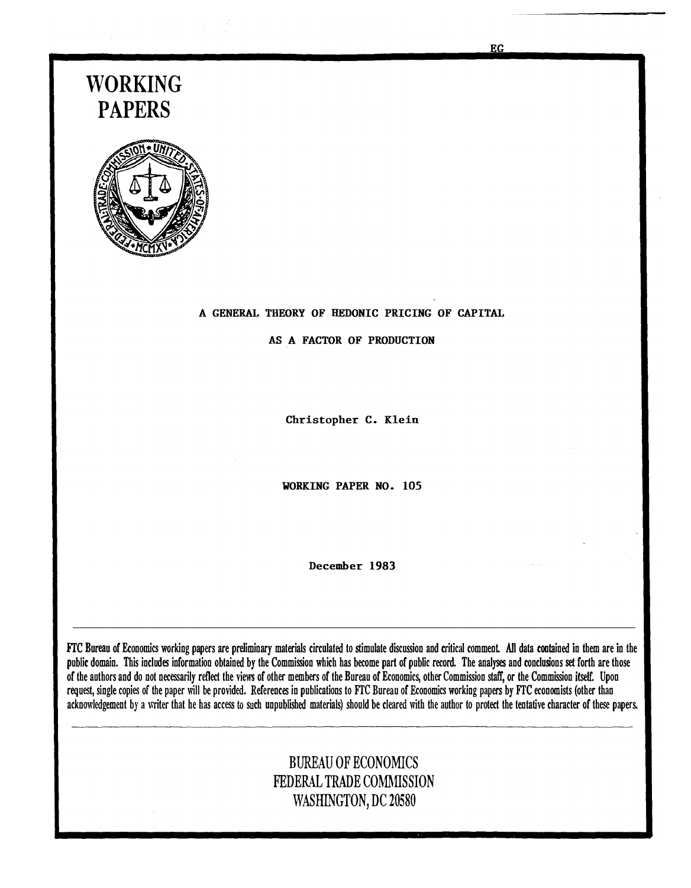# WORKING PAPERS

A GENERAL THEORY OF HEDONIC PRICING OF CAPITAL AS A FACTOR OF PRODUCTION

Christopher C. Klein

WORKING PAPER NO. 105

December 1983

FTC Bureau of Economics working papers are preliminary materials circulated to stimulate discussion and critical comment. All data contained in them are in the public domain. This includes information obtained by the Commission which has become part of public record. The analyses and conclusions set forth are those of the authors and do not necessarily reflect the views of other members of the Bureau of Economics, other Commission staff, or the Commission itself. Upon request, single copies of the paper will be provided. References in publications to FTC Bureau of Economics working papers by FTC economists (other than acknowledgement by a writer that he has access to such unpublished materials) should be cleared with the author to protect the tentative character of these papers.

BUREAU OF ECONOMICS
FEDERAL TRADE COMMISSION
WASHINGTON, DC 20580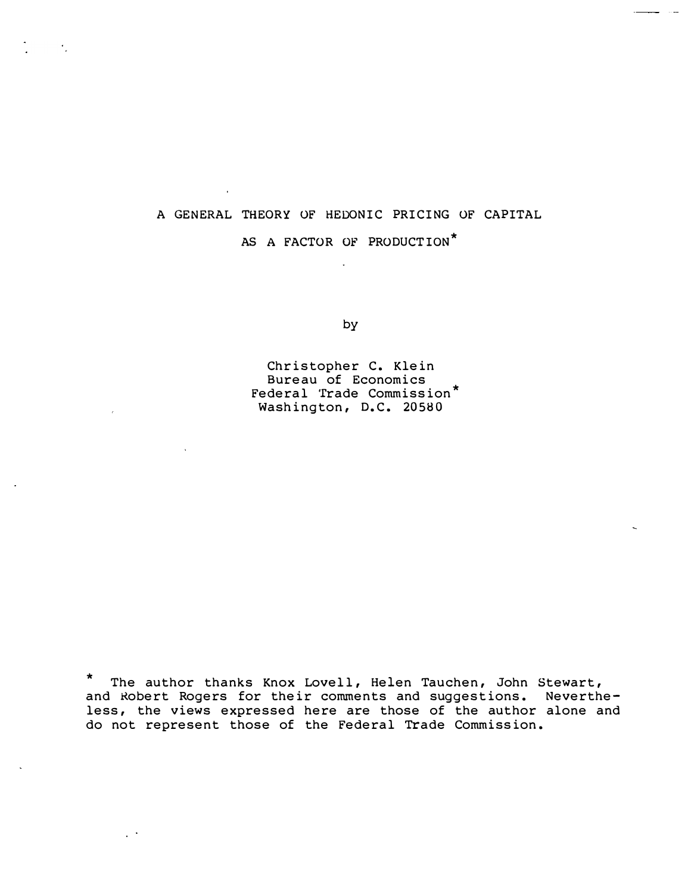# A GENERAL THEORY OF HEDONIC PRICING OF CAPITAL AS A FACTOR OF PRODUCTION*

by

Christopher C. Klein
Bureau of Economics
Federal Trade Commission*
Washington, D.C. 20580

\* The author thanks Knox Lovell, Helen Tauchen, John Stewart, and Robert Rogers for their comments and suggestions. Nevertheless, the views expressed here are those of the author alone and do not represent those of the Federal Trade Commission.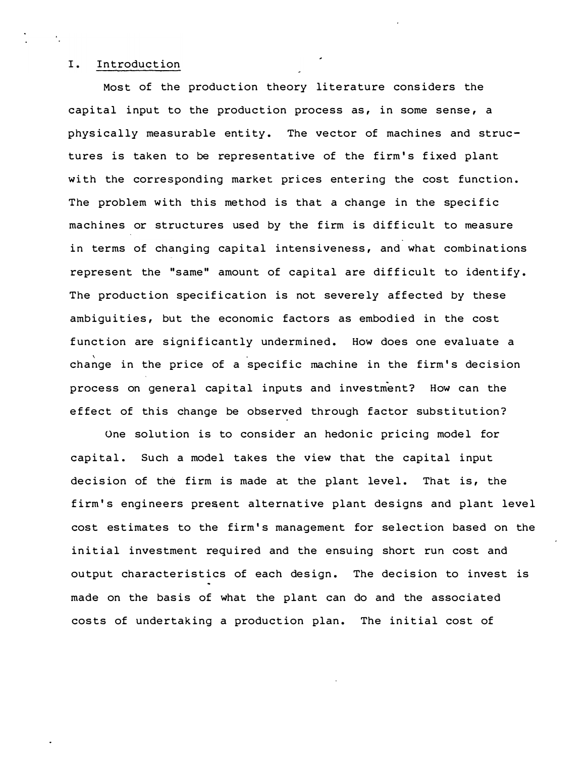## I. Introduction

Most of the production theory literature considers the capital input to the production process as, in some sense, a physically measurable entity. The vector of machines and structures is taken to be representative of the firm's fixed plant with the corresponding market prices entering the cost function. The problem with this method is that a change in the specific machines or structures used by the firm is difficult to measure in terms of changing capital intensiveness, and what combinations represent the "same" amount of capital are difficult to identify. The production specification is not severely affected by these ambiguities, but the economic factors as embodied in the cost function are significantly undermined. How does one evaluate a change in the price of a specific machine in the firm's decision process on general capital inputs and investment? How can the effect of this change be observed through factor substitution?

One solution is to consider an hedonic pricing model for capital. Such a model takes the view that the capital input decision of the firm is made at the plant level. That is, the firm's engineers present alternative plant designs and plant level cost estimates to the firm's management for selection based on the initial investment required and the ensuing short run cost and output characteristics of each design. The decision to invest is made on the basis of what the plant can do and the associated costs of undertaking a production plan. The initial cost of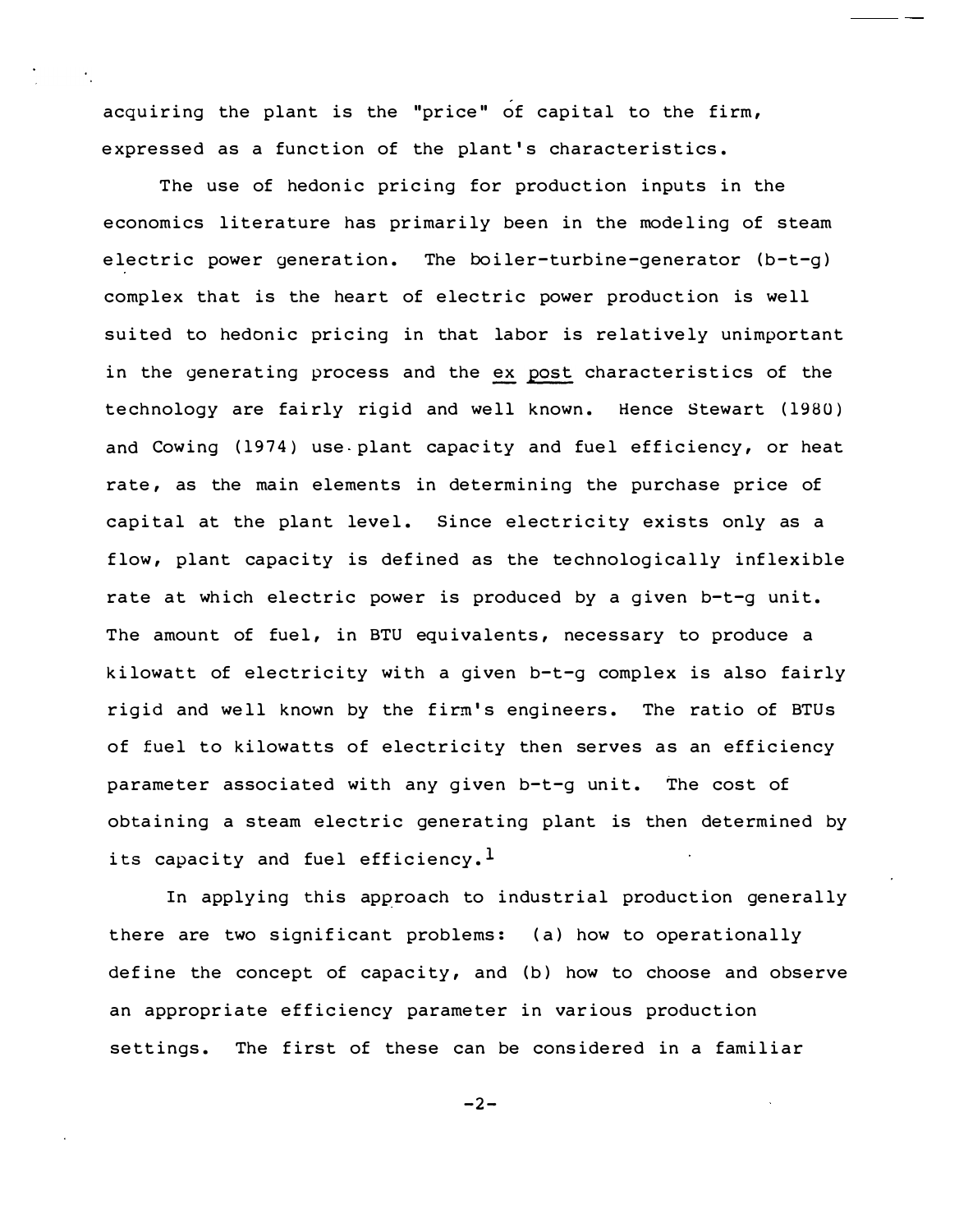acquiring the plant is the "price" of capital to the firm, expressed as a function of the plant's characteristics.

The use of hedonic pricing for production inputs in the economics literature has primarily been in the modeling of steam electric power generation. The boiler-turbine-generator (b-t-g) complex that is the heart of electric power production is well suited to hedonic pricing in that labor is relatively unimportant in the generating process and the *ex post* characteristics of the technology are fairly rigid and well known. Hence Stewart (1980) and Cowing (1974) use plant capacity and fuel efficiency, or heat rate, as the main elements in determining the purchase price of capital at the plant level. Since electricity exists only as a flow, plant capacity is defined as the technologically inflexible rate at which electric power is produced by a given b-t-g unit. The amount of fuel, in BTU equivalents, necessary to produce a kilowatt of electricity with a given b-t-g complex is also fairly rigid and well known by the firm's engineers. The ratio of BTUs of fuel to kilowatts of electricity then serves as an efficiency parameter associated with any given b-t-g unit. The cost of obtaining a steam electric generating plant is then determined by its capacity and fuel efficiency.[1]

In applying this approach to industrial production generally there are two significant problems: (a) how to operationally define the concept of capacity, and (b) how to choose and observe an appropriate efficiency parameter in various production settings. The first of these can be considered in a familiar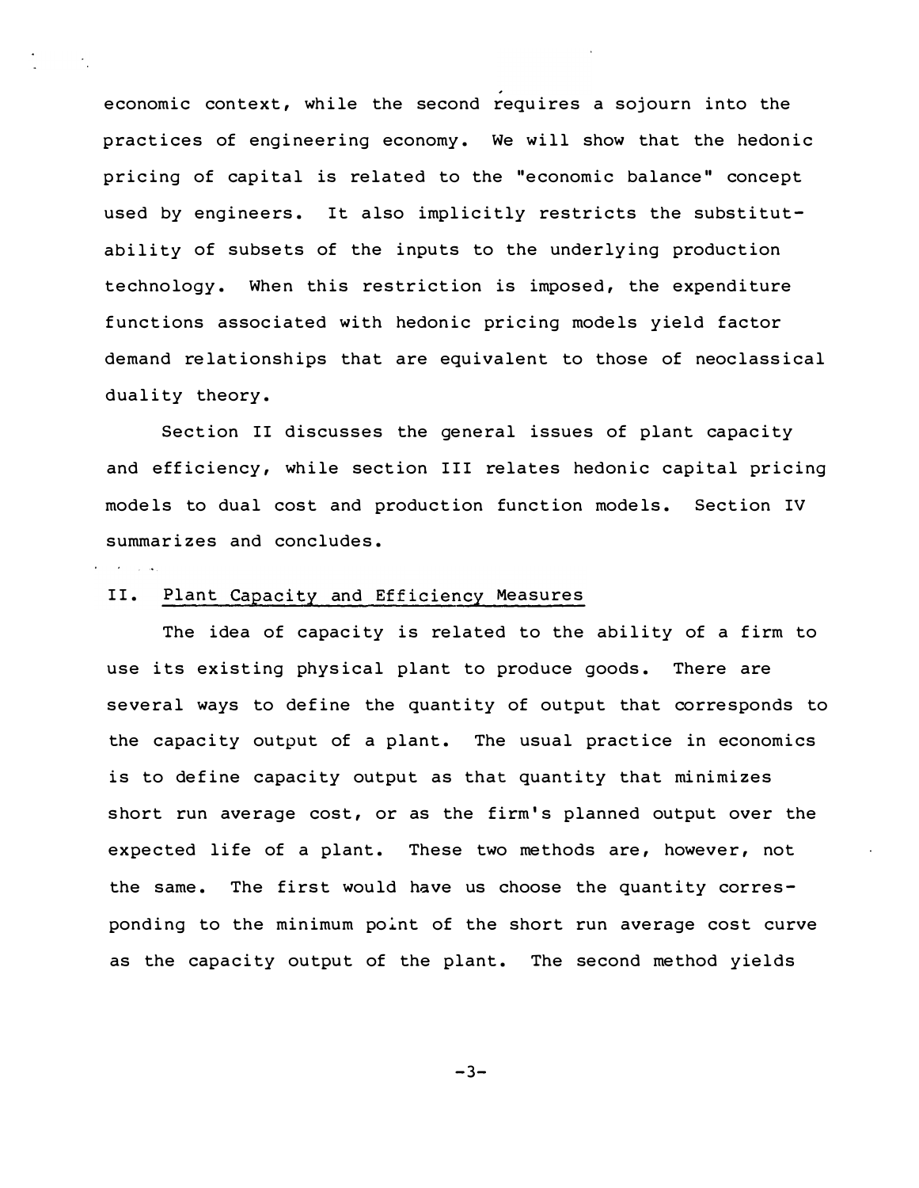economic context, while the second requires a sojourn into the practices of engineering economy. We will show that the hedonic pricing of capital is related to the "economic balance" concept used by engineers. It also implicitly restricts the substitutability of subsets of the inputs to the underlying production technology. When this restriction is imposed, the expenditure functions associated with hedonic pricing models yield factor demand relationships that are equivalent to those of neoclassical duality theory.

Section II discusses the general issues of plant capacity and efficiency, while section III relates hedonic capital pricing models to dual cost and production function models. Section IV summarizes and concludes.

## II. Plant Capacity and Efficiency Measures

The idea of capacity is related to the ability of a firm to use its existing physical plant to produce goods. There are several ways to define the quantity of output that corresponds to the capacity output of a plant. The usual practice in economics is to define capacity output as that quantity that minimizes short run average cost, or as the firm's planned output over the expected life of a plant. These two methods are, however, not the same. The first would have us choose the quantity corresponding to the minimum point of the short run average cost curve as the capacity output of the plant. The second method yields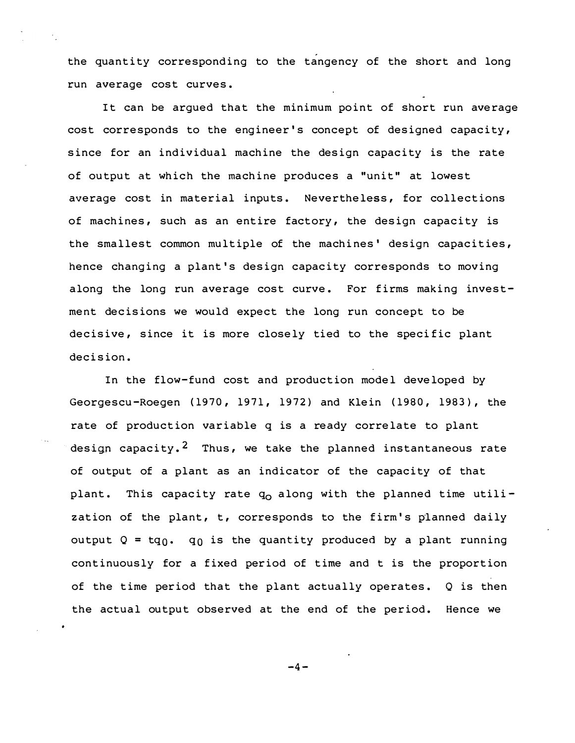the quantity corresponding to the tangency of the short and long run average cost curves.

It can be argued that the minimum point of short run average cost corresponds to the engineer's concept of designed capacity, since for an individual machine the design capacity is the rate of output at which the machine produces a "unit" at lowest average cost in material inputs. Nevertheless, for collections of machines, such as an entire factory, the design capacity is the smallest common multiple of the machines' design capacities, hence changing a plant's design capacity corresponds to moving along the long run average cost curve. For firms making investment decisions we would expect the long run concept to be decisive, since it is more closely tied to the specific plant decision.

In the flow-fund cost and production model developed by Georgescu-Roegen (1970, 1971, 1972) and Klein (1980, 1983), the rate of production variable q is a ready correlate to plant design capacity.[2] Thus, we take the planned instantaneous rate of output of a plant as an indicator of the capacity of that plant. This capacity rate $q_o$ along with the planned time utilization of the plant, t, corresponds to the firm's planned daily output $Q = tq_0$. $q_0$ is the quantity produced by a plant running continuously for a fixed period of time and t is the proportion of the time period that the plant actually operates. Q is then the actual output observed at the end of the period. Hence we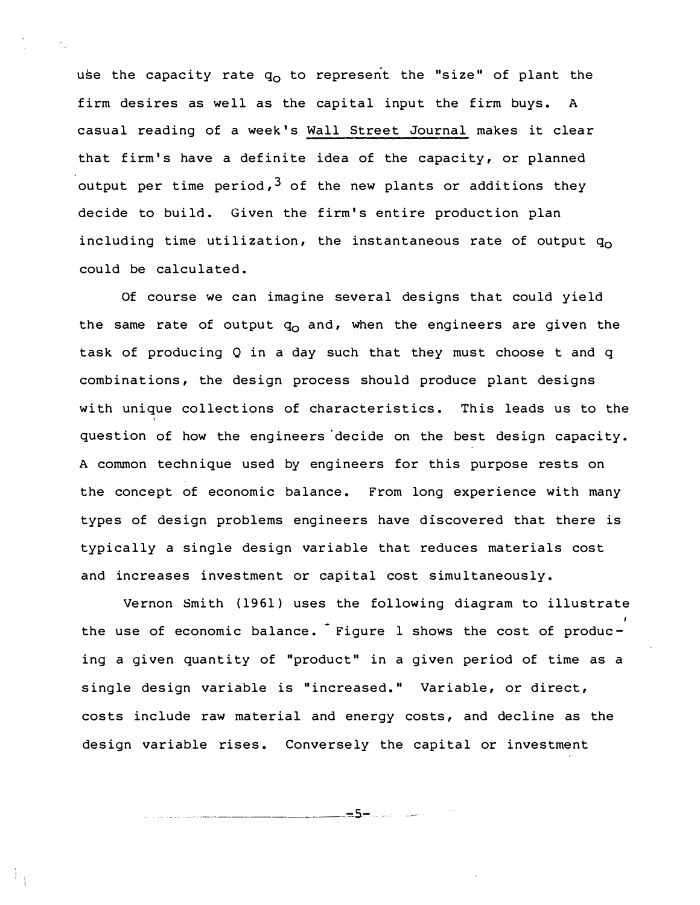use the capacity rate $q_o$ to represent the "size" of plant the firm desires as well as the capital input the firm buys. A casual reading of a week's Wall Street Journal makes it clear that firm's have a definite idea of the capacity, or planned output per time period,[3] of the new plants or additions they decide to build. Given the firm's entire production plan including time utilization, the instantaneous rate of output $q_o$ could be calculated.

Of course we can imagine several designs that could yield the same rate of output $q_o$ and, when the engineers are given the task of producing Q in a day such that they must choose t and q combinations, the design process should produce plant designs with unique collections of characteristics. This leads us to the question of how the engineers decide on the best design capacity. A common technique used by engineers for this purpose rests on the concept of economic balance. From long experience with many types of design problems engineers have discovered that there is typically a single design variable that reduces materials cost and increases investment or capital cost simultaneously.

Vernon Smith (1961) uses the following diagram to illustrate the use of economic balance. Figure 1 shows the cost of producing a given quantity of "product" in a given period of time as a single design variable is "increased." Variable, or direct, costs include raw material and energy costs, and decline as the design variable rises. Conversely the capital or investment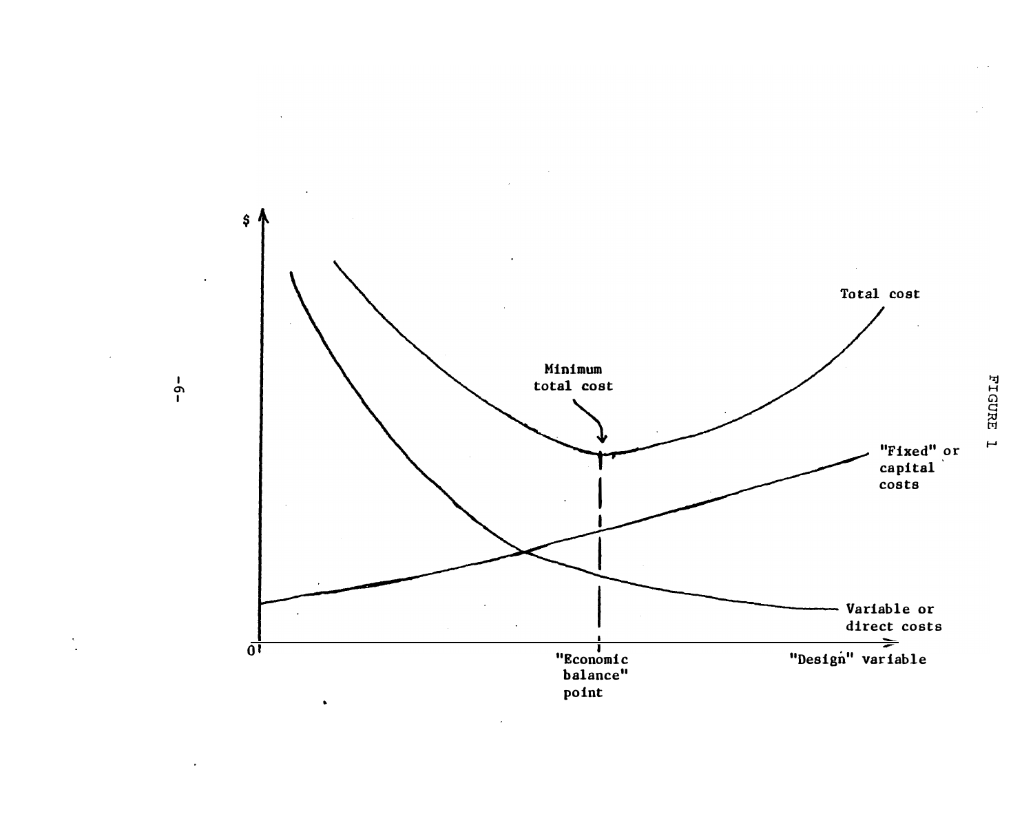FIGURE 1

$

Total cost

Minimum total cost

"Fixed" or capital costs

Variable or direct costs

0

"Economic balance" point

"Design" variable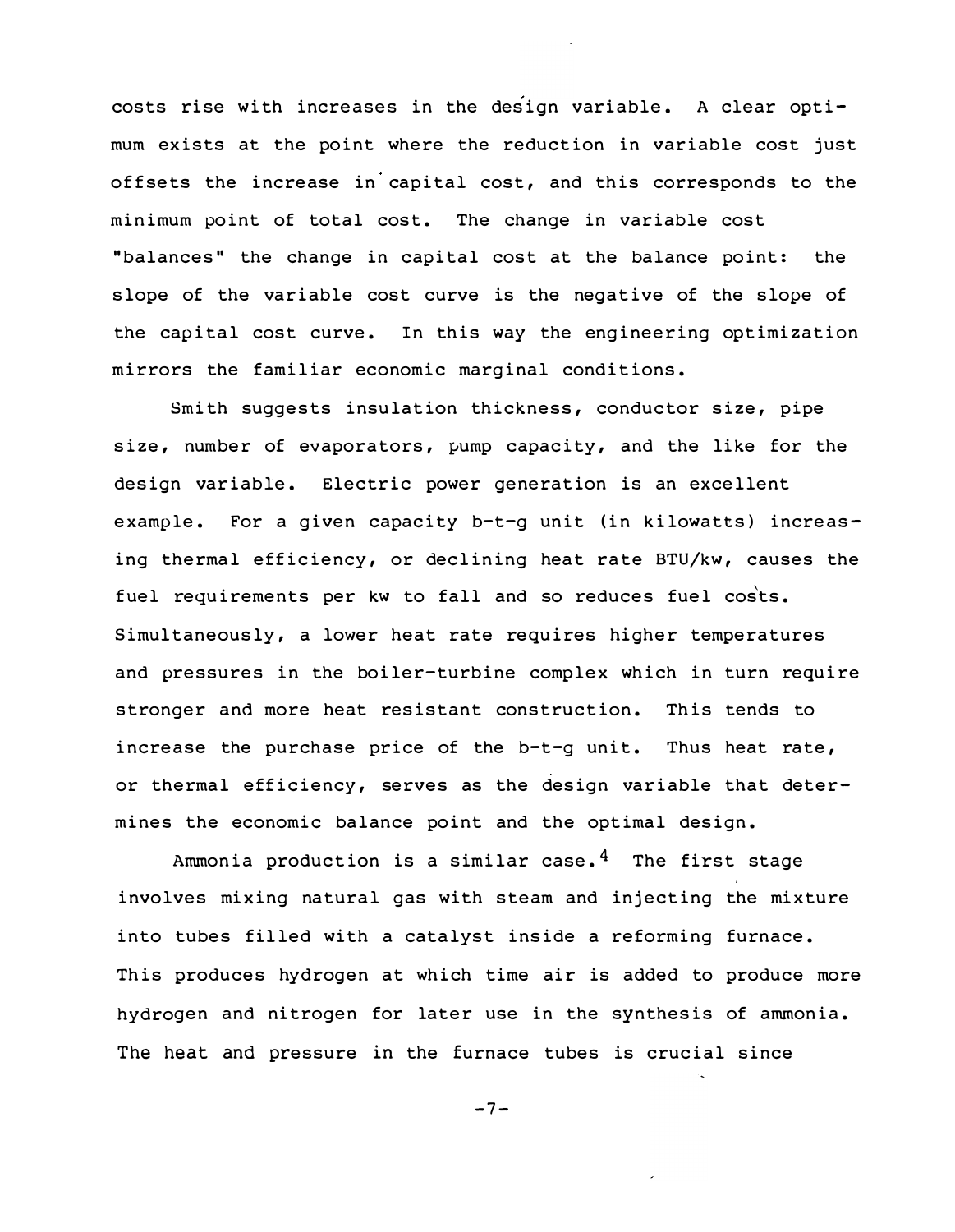costs rise with increases in the design variable. A clear optimum exists at the point where the reduction in variable cost just offsets the increase in capital cost, and this corresponds to the minimum point of total cost. The change in variable cost "balances" the change in capital cost at the balance point: the slope of the variable cost curve is the negative of the slope of the capital cost curve. In this way the engineering optimization mirrors the familiar economic marginal conditions.

Smith suggests insulation thickness, conductor size, pipe size, number of evaporators, pump capacity, and the like for the design variable. Electric power generation is an excellent example. For a given capacity b-t-g unit (in kilowatts) increasing thermal efficiency, or declining heat rate BTU/kw, causes the fuel requirements per kw to fall and so reduces fuel costs. Simultaneously, a lower heat rate requires higher temperatures and pressures in the boiler-turbine complex which in turn require stronger and more heat resistant construction. This tends to increase the purchase price of the b-t-g unit. Thus heat rate, or thermal efficiency, serves as the design variable that determines the economic balance point and the optimal design.

Ammonia production is a similar case.[4] The first stage involves mixing natural gas with steam and injecting the mixture into tubes filled with a catalyst inside a reforming furnace. This produces hydrogen at which time air is added to produce more hydrogen and nitrogen for later use in the synthesis of ammonia. The heat and pressure in the furnace tubes is crucial since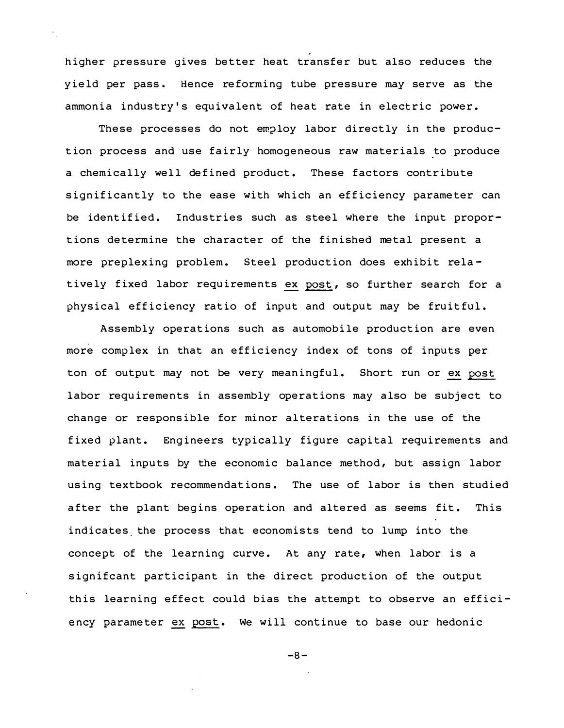higher pressure gives better heat transfer but also reduces the yield per pass. Hence reforming tube pressure may serve as the ammonia industry's equivalent of heat rate in electric power.

These processes do not employ labor directly in the production process and use fairly homogeneous raw materials to produce a chemically well defined product. These factors contribute significantly to the ease with which an efficiency parameter can be identified. Industries such as steel where the input proportions determine the character of the finished metal present a more preplexing problem. Steel production does exhibit relatively fixed labor requirements *ex post*, so further search for a physical efficiency ratio of input and output may be fruitful.

Assembly operations such as automobile production are even more complex in that an efficiency index of tons of inputs per ton of output may not be very meaningful. Short run or *ex post* labor requirements in assembly operations may also be subject to change or responsible for minor alterations in the use of the fixed plant. Engineers typically figure capital requirements and material inputs by the economic balance method, but assign labor using textbook recommendations. The use of labor is then studied after the plant begins operation and altered as seems fit. This indicates the process that economists tend to lump into the concept of the learning curve. At any rate, when labor is a signifcant participant in the direct production of the output this learning effect could bias the attempt to observe an efficiency parameter *ex post*. We will continue to base our hedonic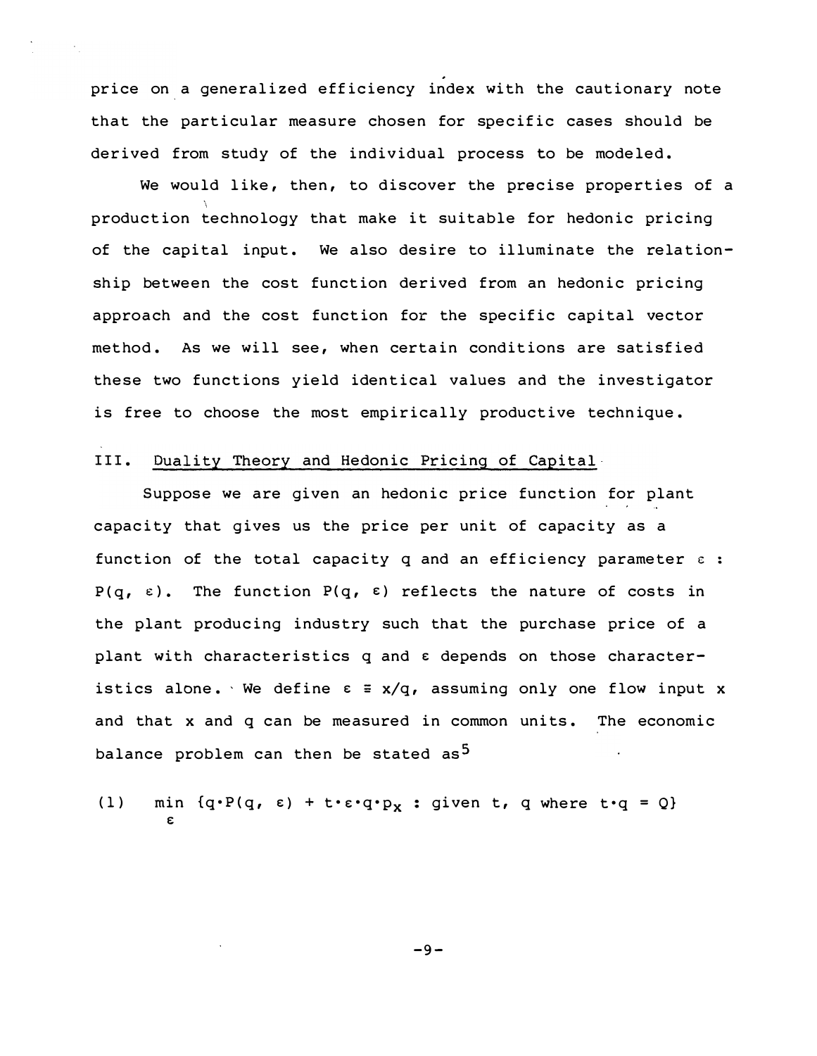price on a generalized efficiency index with the cautionary note that the particular measure chosen for specific cases should be derived from study of the individual process to be modeled.

We would like, then, to discover the precise properties of a production technology that make it suitable for hedonic pricing of the capital input. We also desire to illuminate the relationship between the cost function derived from an hedonic pricing approach and the cost function for the specific capital vector method. As we will see, when certain conditions are satisfied these two functions yield identical values and the investigator is free to choose the most empirically productive technique.

## III. Duality Theory and Hedonic Pricing of Capital

Suppose we are given an hedonic price function for plant capacity that gives us the price per unit of capacity as a function of the total capacity $q$ and an efficiency parameter $\varepsilon$ : $P(q, \varepsilon)$. The function $P(q, \varepsilon)$ reflects the nature of costs in the plant producing industry such that the purchase price of a plant with characteristics $q$ and $\varepsilon$ depends on those characteristics alone. We define $\varepsilon \equiv x/q$, assuming only one flow input $x$ and that $x$ and $q$ can be measured in common units. The economic balance problem can then be stated as[5]

$$(1) \quad \min_{\varepsilon} \{q \cdot P(q, \varepsilon) + t \cdot \varepsilon \cdot q \cdot p_x : \text{given } t, q \text{ where } t \cdot q = Q\}$$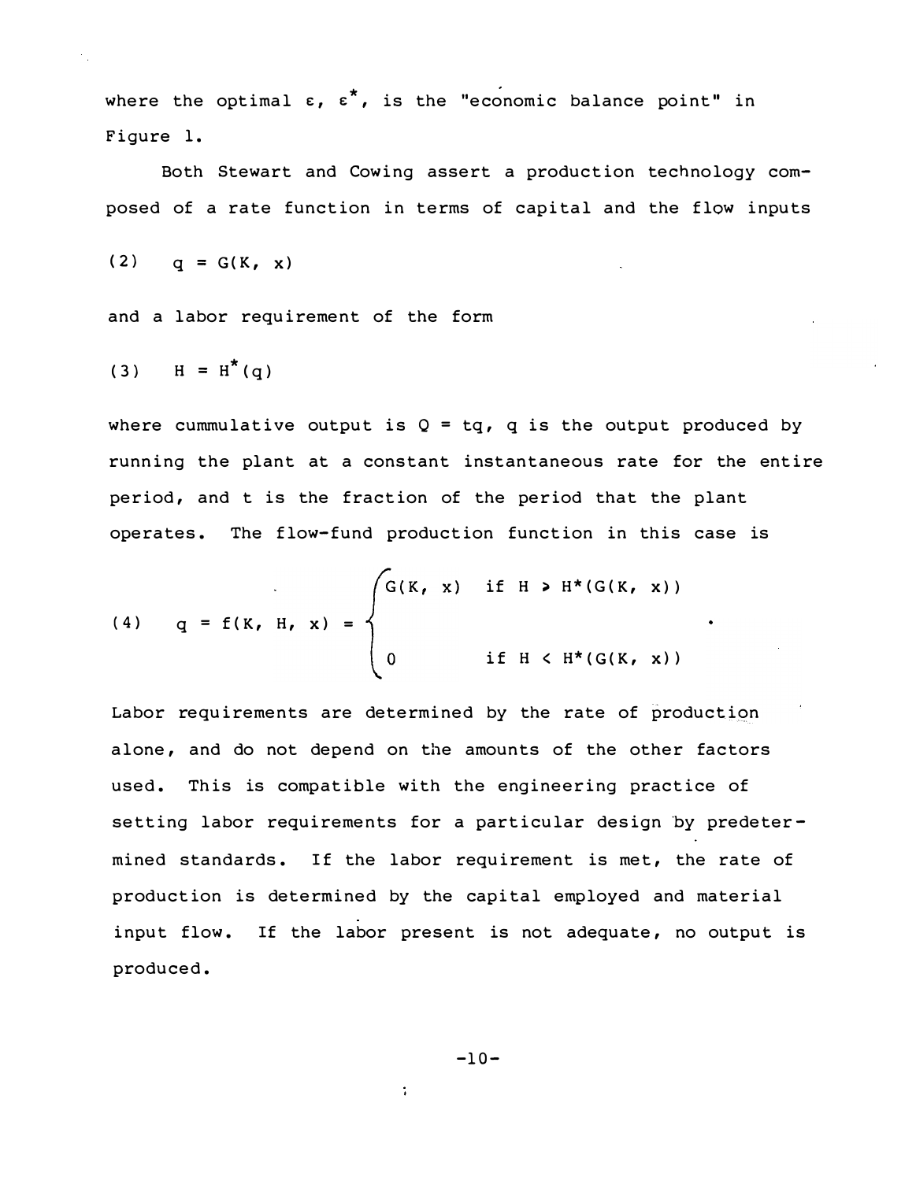where the optimal $\varepsilon$, $\varepsilon^*$, is the "economic balance point" in Figure 1.

Both Stewart and Cowing assert a production technology composed of a rate function in terms of capital and the flow inputs

$$(2) \quad q = G(K, x)$$

and a labor requirement of the form

$$(3) \quad H = H^*(q)$$

where cummulative output is $Q = tq$, $q$ is the output produced by running the plant at a constant instantaneous rate for the entire period, and $t$ is the fraction of the period that the plant operates. The flow-fund production function in this case is

$$(4) \quad q = f(K, H, x) = \begin{cases} G(K, x) & \text{if } H > H^*(G(K, x)) \\ \\ 0 & \text{if } H < H^*(G(K, x)) \end{cases}$$

Labor requirements are determined by the rate of production alone, and do not depend on the amounts of the other factors used. This is compatible with the engineering practice of setting labor requirements for a particular design by predetermined standards. If the labor requirement is met, the rate of production is determined by the capital employed and material input flow. If the labor present is not adequate, no output is produced.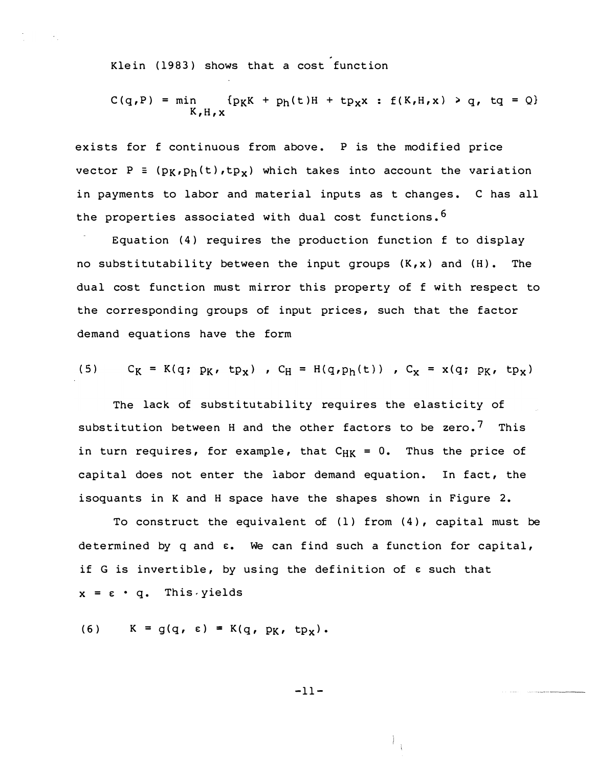Klein (1983) shows that a cost function

$$C(q,P) = \min_{K,H,x} \{p_K K + p_h(t)H + tp_x x : f(K,H,x) > q,\ tq = Q\}$$

exists for f continuous from above. P is the modified price vector $P \equiv (p_K, p_h(t), tp_x)$ which takes into account the variation in payments to labor and material inputs as t changes. C has all the properties associated with dual cost functions.[6]

Equation (4) requires the production function f to display no substitutability between the input groups (K,x) and (H). The dual cost function must mirror this property of f with respect to the corresponding groups of input prices, such that the factor demand equations have the form

$$(5) \qquad C_K = K(q;\ p_K,\ tp_x)\ ,\ C_H = H(q, p_h(t))\ ,\ C_x = x(q;\ p_K,\ tp_x)$$

The lack of substitutability requires the elasticity of substitution between H and the other factors to be zero.[7] This in turn requires, for example, that $C_{HK} = 0$. Thus the price of capital does not enter the labor demand equation. In fact, the isoquants in K and H space have the shapes shown in Figure 2.

To construct the equivalent of (1) from (4), capital must be determined by q and $\varepsilon$. We can find such a function for capital, if G is invertible, by using the definition of $\varepsilon$ such that $x = \varepsilon \cdot q$. This yields

$$(6) \qquad K = g(q,\ \varepsilon) = K(q,\ p_K,\ tp_x).$$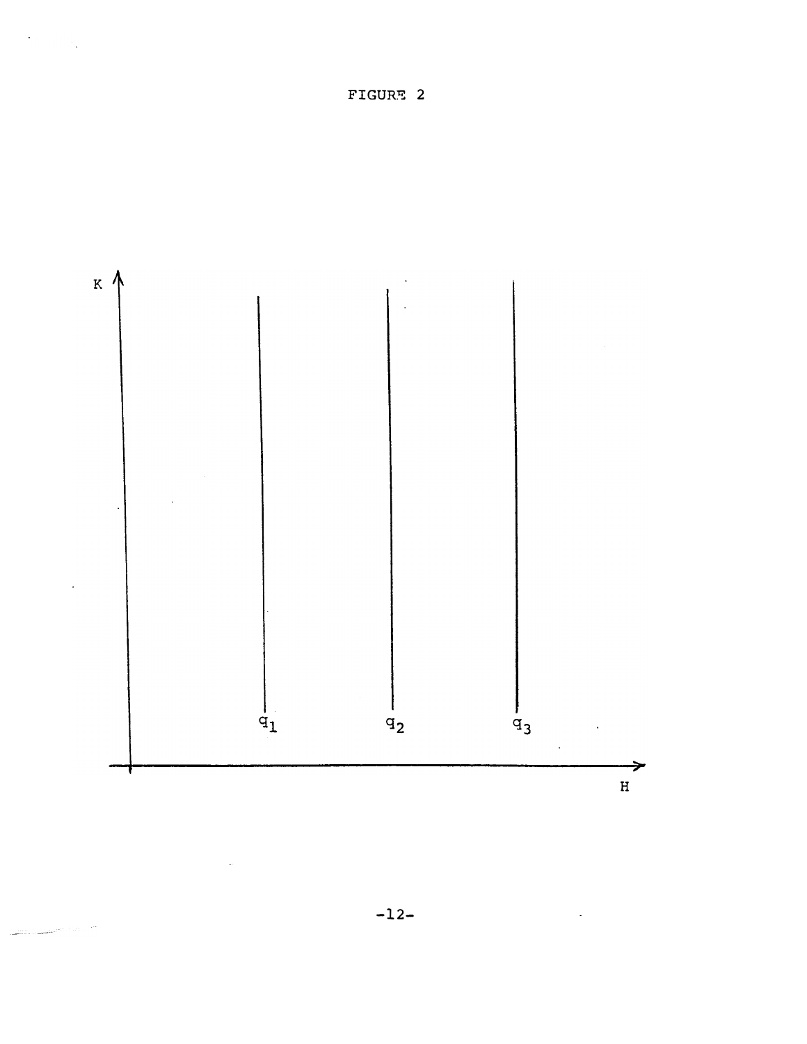FIGURE 2

K

$q_1$ $q_2$ $q_3$

H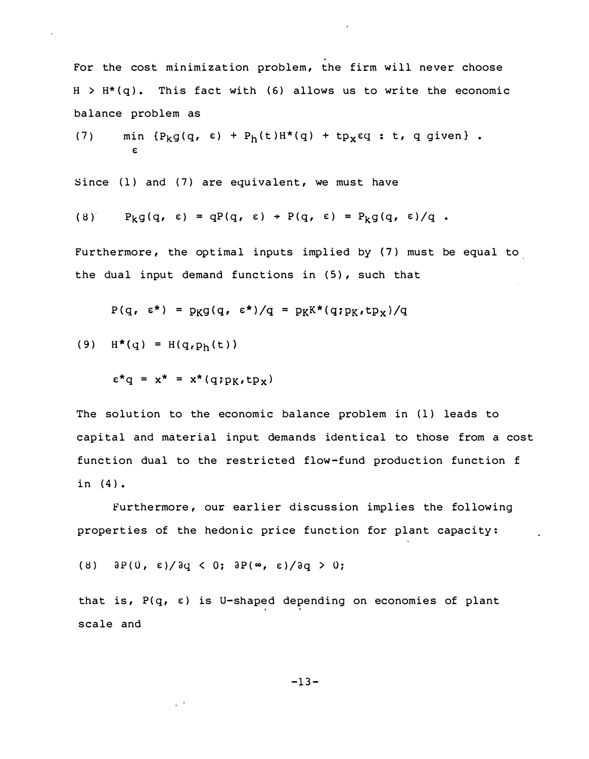For the cost minimization problem, the firm will never choose $H > H^*(q)$. This fact with (6) allows us to write the economic balance problem as

$$(7) \qquad \min_{\varepsilon} \{P_K g(q, \varepsilon) + P_h(t)H^*(q) + tp_x \varepsilon q : t, q \text{ given}\} .$$

Since (1) and (7) are equivalent, we must have

$$(8) \qquad P_K g(q, \varepsilon) = qP(q, \varepsilon) \rightarrow P(q, \varepsilon) = P_K g(q, \varepsilon)/q .$$

Furthermore, the optimal inputs implied by (7) must be equal to the dual input demand functions in (5), such that

$$P(q, \varepsilon^*) = p_K g(q, \varepsilon^*)/q = p_K K^*(q; p_K, tp_x)/q$$

$$(9) \quad H^*(q) = H(q, p_h(t))$$

$$\varepsilon^* q = x^* = x^*(q; p_K, tp_x)$$

The solution to the economic balance problem in (1) leads to capital and material input demands identical to those from a cost function dual to the restricted flow-fund production function f in (4).

Furthermore, our earlier discussion implies the following properties of the hedonic price function for plant capacity:

$$(8) \quad \partial P(0, \varepsilon)/\partial q < 0; \; \partial P(\infty, \varepsilon)/\partial q > 0;$$

that is, $P(q, \varepsilon)$ is U-shaped depending on economies of plant scale and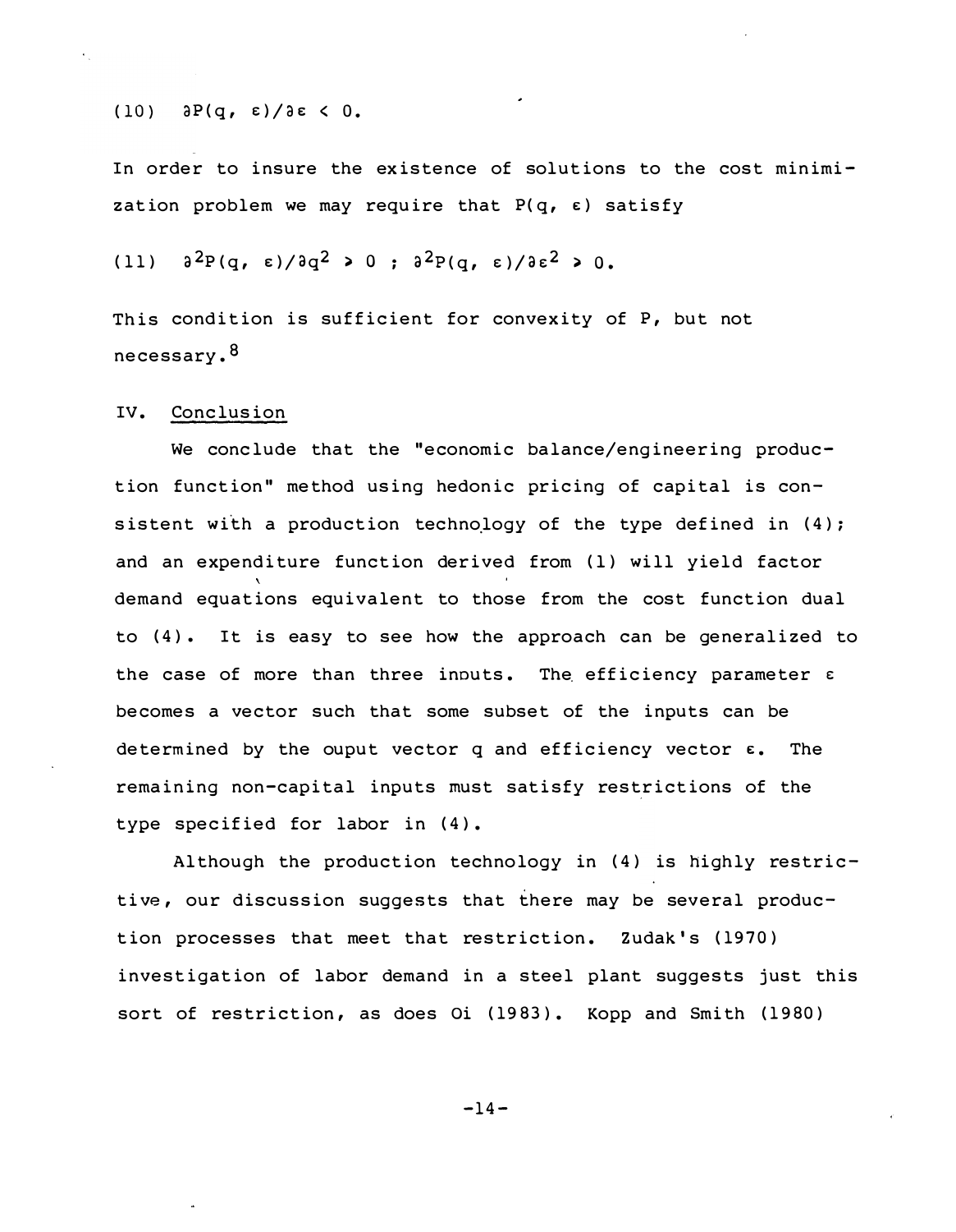$$(10) \quad \partial P(q, \varepsilon)/\partial \varepsilon < 0.$$

In order to insure the existence of solutions to the cost minimization problem we may require that $P(q, \varepsilon)$ satisfy

$$(11) \quad \partial^2 P(q, \varepsilon)/\partial q^2 > 0 \; ; \; \partial^2 P(q, \varepsilon)/\partial \varepsilon^2 > 0.$$

This condition is sufficient for convexity of P, but not necessary.[8]

## IV. Conclusion

We conclude that the "economic balance/engineering production function" method using hedonic pricing of capital is consistent with a production technology of the type defined in (4); and an expenditure function derived from (1) will yield factor demand equations equivalent to those from the cost function dual to (4). It is easy to see how the approach can be generalized to the case of more than three inputs. The efficiency parameter $\varepsilon$ becomes a vector such that some subset of the inputs can be determined by the ouput vector q and efficiency vector $\varepsilon$. The remaining non-capital inputs must satisfy restrictions of the type specified for labor in (4).

Although the production technology in (4) is highly restrictive, our discussion suggests that there may be several production processes that meet that restriction. Zudak's (1970) investigation of labor demand in a steel plant suggests just this sort of restriction, as does Oi (1983). Kopp and Smith (1980)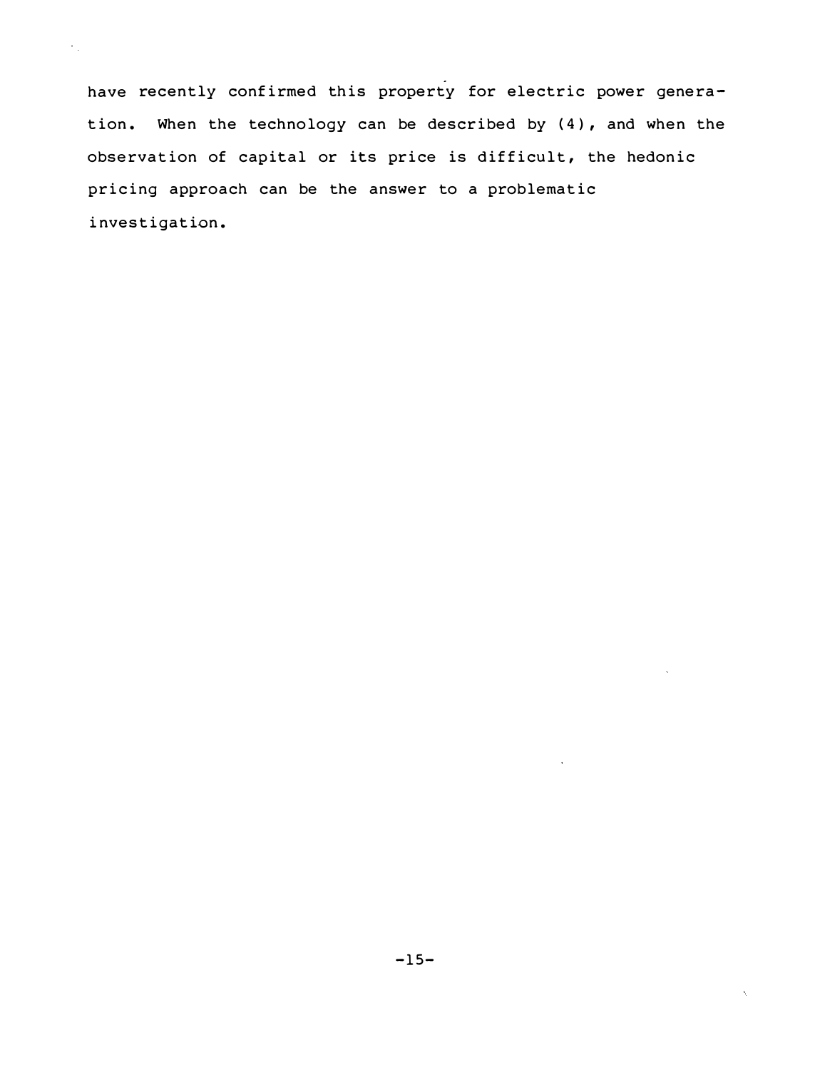have recently confirmed this property for electric power generation. When the technology can be described by (4), and when the observation of capital or its price is difficult, the hedonic pricing approach can be the answer to a problematic investigation.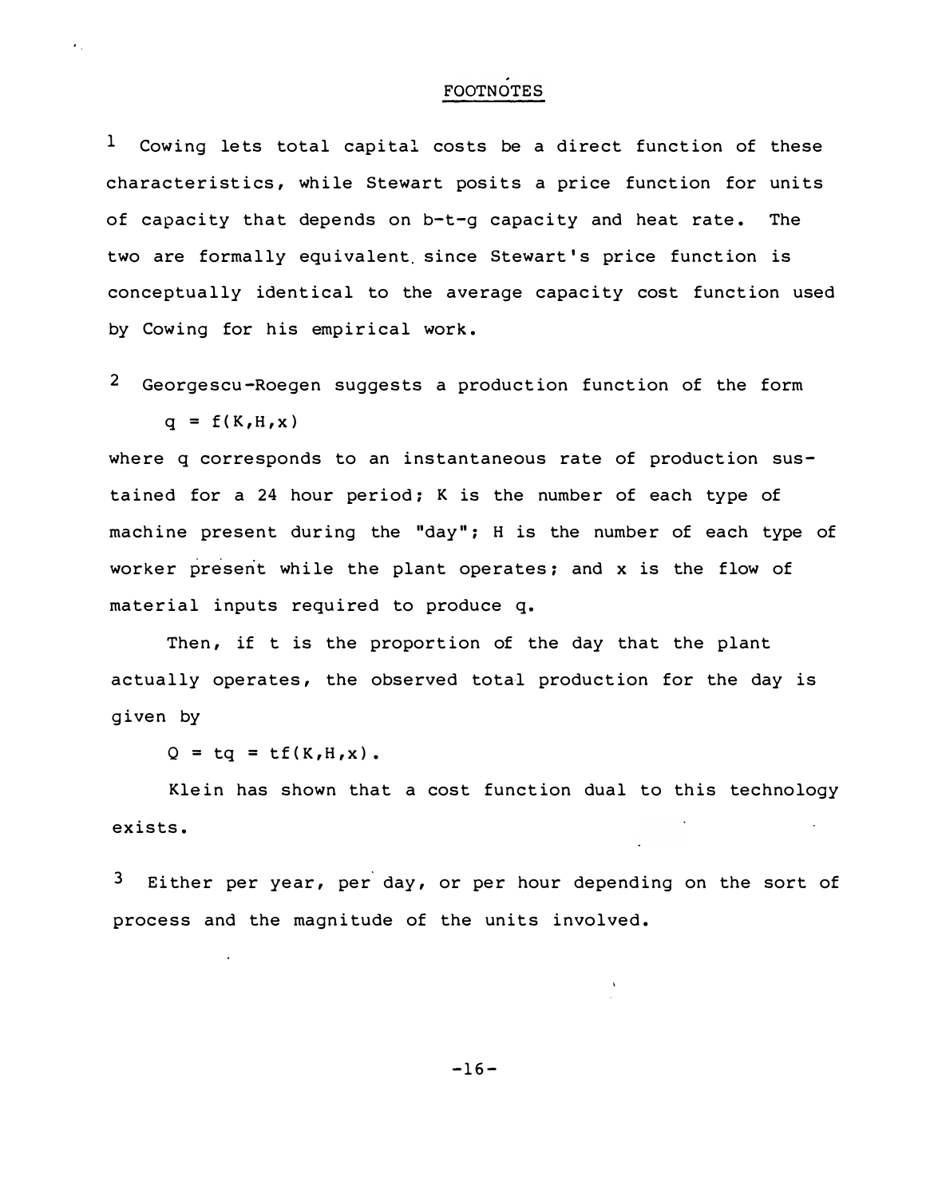## FOOTNOTES

[1] Cowing lets total capital costs be a direct function of these characteristics, while Stewart posits a price function for units of capacity that depends on b-t-g capacity and heat rate. The two are formally equivalent since Stewart's price function is conceptually identical to the average capacity cost function used by Cowing for his empirical work.

[2] Georgescu-Roegen suggests a production function of the form

$$q = f(K,H,x)$$

where $q$ corresponds to an instantaneous rate of production sustained for a 24 hour period; $K$ is the number of each type of machine present during the "day"; $H$ is the number of each type of worker present while the plant operates; and $x$ is the flow of material inputs required to produce $q$.

Then, if $t$ is the proportion of the day that the plant actually operates, the observed total production for the day is given by

$$Q = tq = tf(K,H,x).$$

Klein has shown that a cost function dual to this technology exists.

[3] Either per year, per day, or per hour depending on the sort of process and the magnitude of the units involved.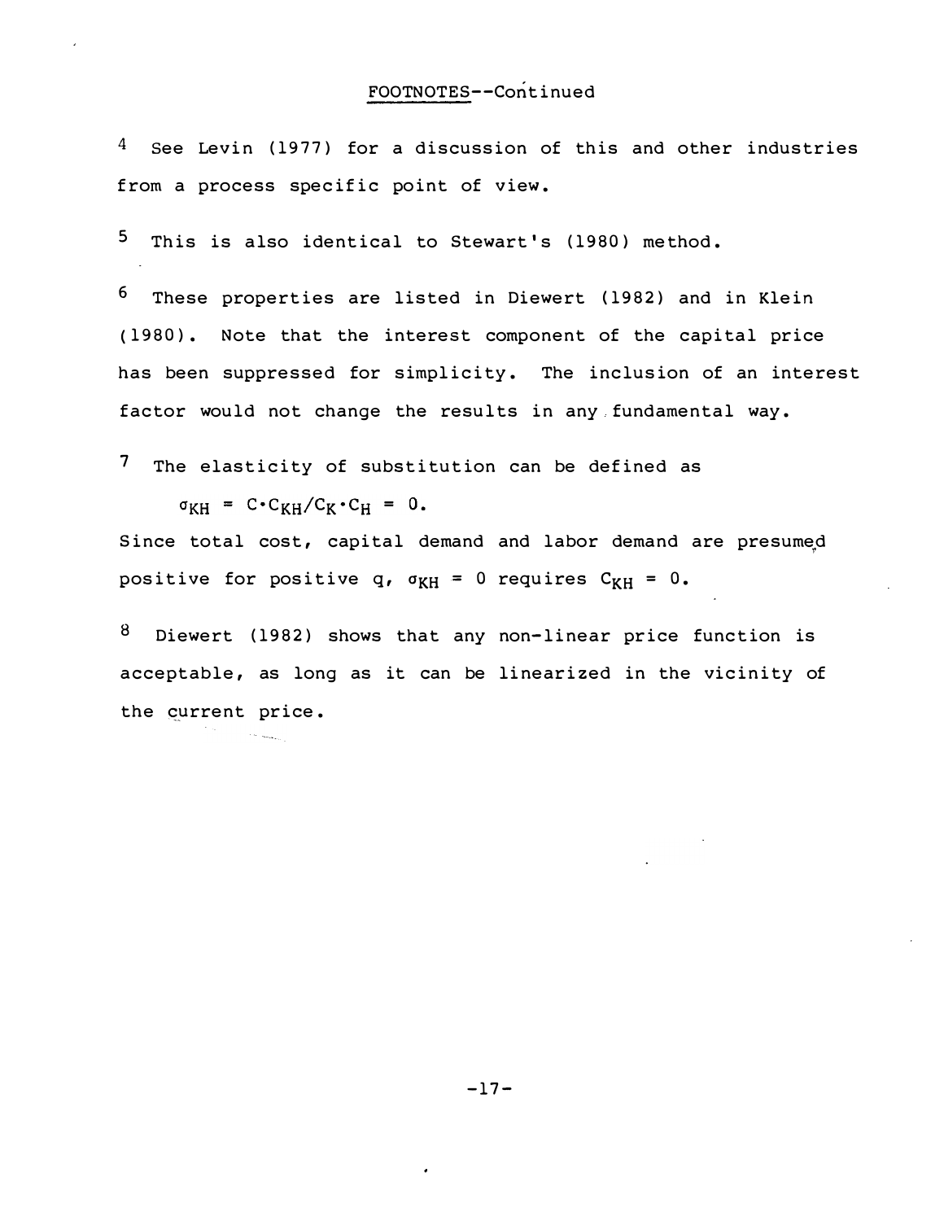FOOTNOTES--Continued

[4] See Levin (1977) for a discussion of this and other industries from a process specific point of view.

[5] This is also identical to Stewart's (1980) method.

[6] These properties are listed in Diewert (1982) and in Klein (1980). Note that the interest component of the capital price has been suppressed for simplicity. The inclusion of an interest factor would not change the results in any fundamental way.

[7] The elasticity of substitution can be defined as

$$\sigma_{KH} = C \cdot C_{KH}/C_K \cdot C_H = 0.$$

Since total cost, capital demand and labor demand are presumed positive for positive q, $\sigma_{KH} = 0$ requires $C_{KH} = 0$.

[8] Diewert (1982) shows that any non-linear price function is acceptable, as long as it can be linearized in the vicinity of the current price.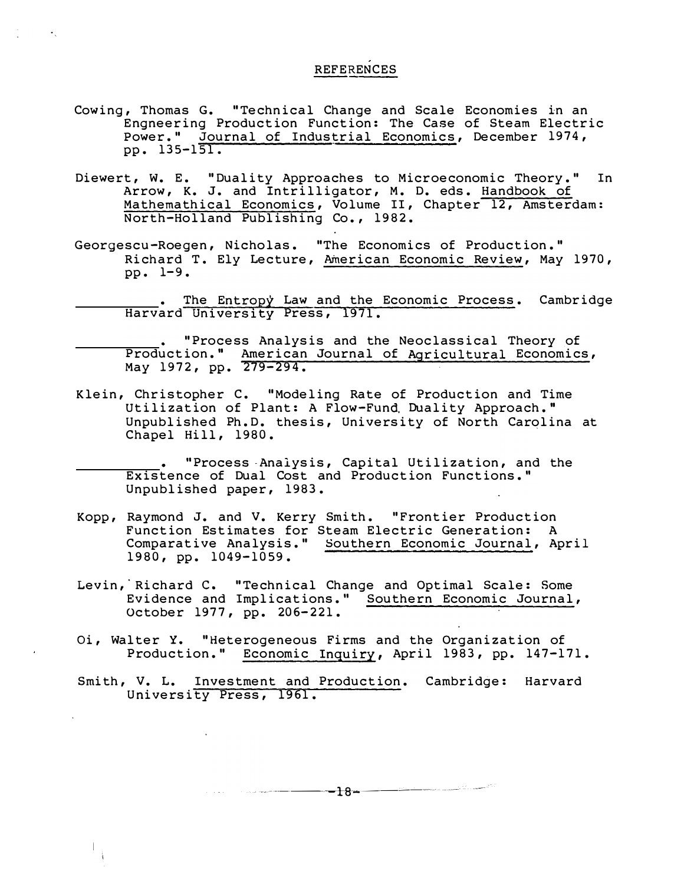# REFERENCES

Cowing, Thomas G. "Technical Change and Scale Economies in an Engneering Production Function: The Case of Steam Electric Power." Journal of Industrial Economics, December 1974, pp. 135-151.

Diewert, W. E. "Duality Approaches to Microeconomic Theory." In Arrow, K. J. and Intrilligator, M. D. eds. Handbook of Mathemathical Economics, Volume II, Chapter 12, Amsterdam: North-Holland Publishing Co., 1982.

Georgescu-Roegen, Nicholas. "The Economics of Production." Richard T. Ely Lecture, American Economic Review, May 1970, pp. 1-9.

\_\_\_\_\_\_\_\_\_\_. The Entropy Law and the Economic Process. Cambridge Harvard University Press, 1971.

\_\_\_\_\_\_\_\_\_\_. "Process Analysis and the Neoclassical Theory of Production." American Journal of Agricultural Economics, May 1972, pp. 279-294.

Klein, Christopher C. "Modeling Rate of Production and Time Utilization of Plant: A Flow-Fund, Duality Approach." Unpublished Ph.D. thesis, University of North Carolina at Chapel Hill, 1980.

\_\_\_\_\_\_\_\_\_\_. "Process Analysis, Capital Utilization, and the Existence of Dual Cost and Production Functions." Unpublished paper, 1983.

Kopp, Raymond J. and V. Kerry Smith. "Frontier Production Function Estimates for Steam Electric Generation: A Comparative Analysis." Southern Economic Journal, April 1980, pp. 1049-1059.

Levin, Richard C. "Technical Change and Optimal Scale: Some Evidence and Implications." Southern Economic Journal, October 1977, pp. 206-221.

Oi, Walter Y. "Heterogeneous Firms and the Organization of Production." Economic Inquiry, April 1983, pp. 147-171.

Smith, V. L. Investment and Production. Cambridge: Harvard University Press, 1961.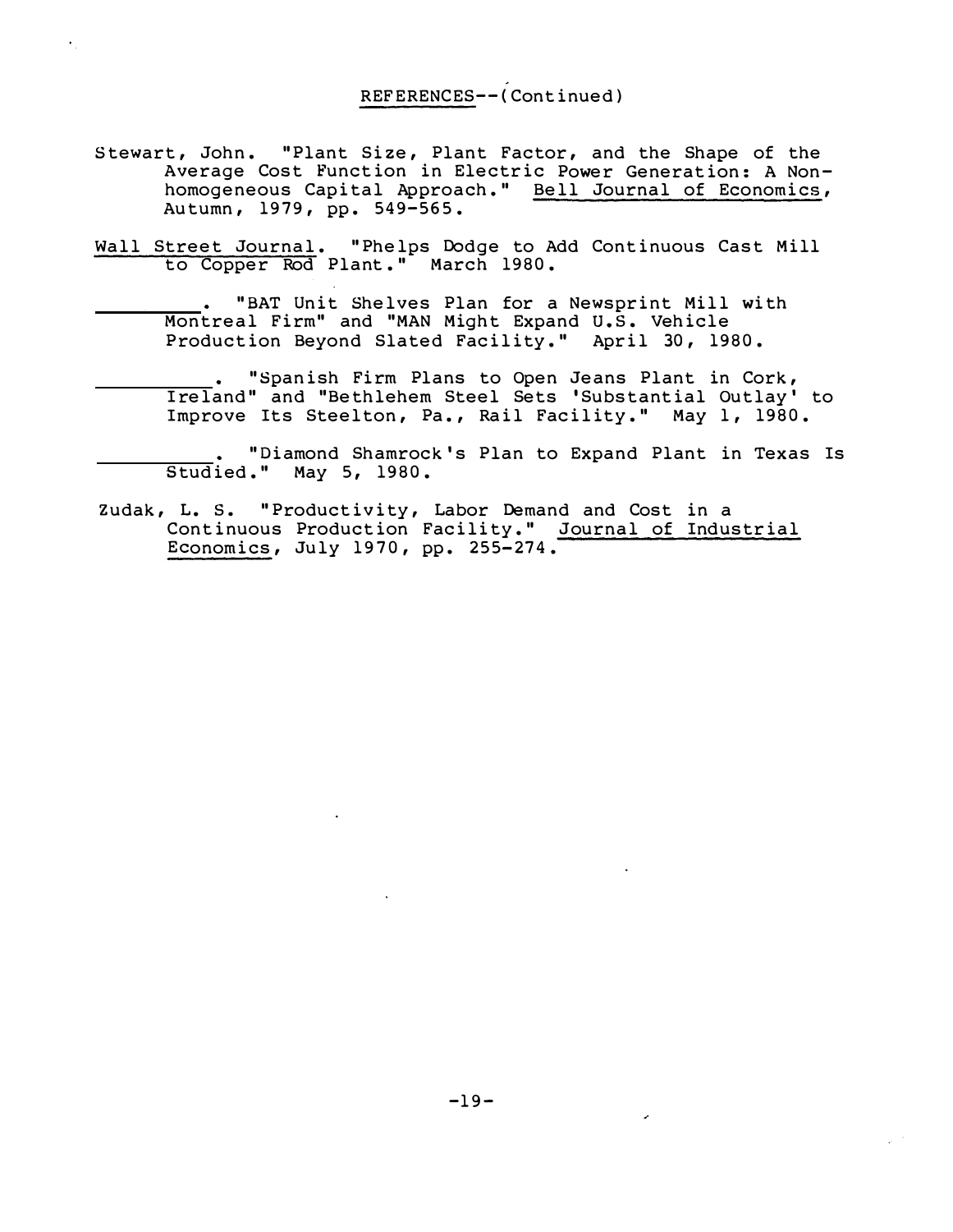REFERENCES--(Continued)

Stewart, John. "Plant Size, Plant Factor, and the Shape of the Average Cost Function in Electric Power Generation: A Non-homogeneous Capital Approach." Bell Journal of Economics, Autumn, 1979, pp. 549-565.

Wall Street Journal. "Phelps Dodge to Add Continuous Cast Mill to Copper Rod Plant." March 1980.

__________. "BAT Unit Shelves Plan for a Newsprint Mill with Montreal Firm" and "MAN Might Expand U.S. Vehicle Production Beyond Slated Facility." April 30, 1980.

__________. "Spanish Firm Plans to Open Jeans Plant in Cork, Ireland" and "Bethlehem Steel Sets 'Substantial Outlay' to Improve Its Steelton, Pa., Rail Facility." May 1, 1980.

__________. "Diamond Shamrock's Plan to Expand Plant in Texas Is Studied." May 5, 1980.

Zudak, L. S. "Productivity, Labor Demand and Cost in a Continuous Production Facility." Journal of Industrial Economics, July 1970, pp. 255-274.